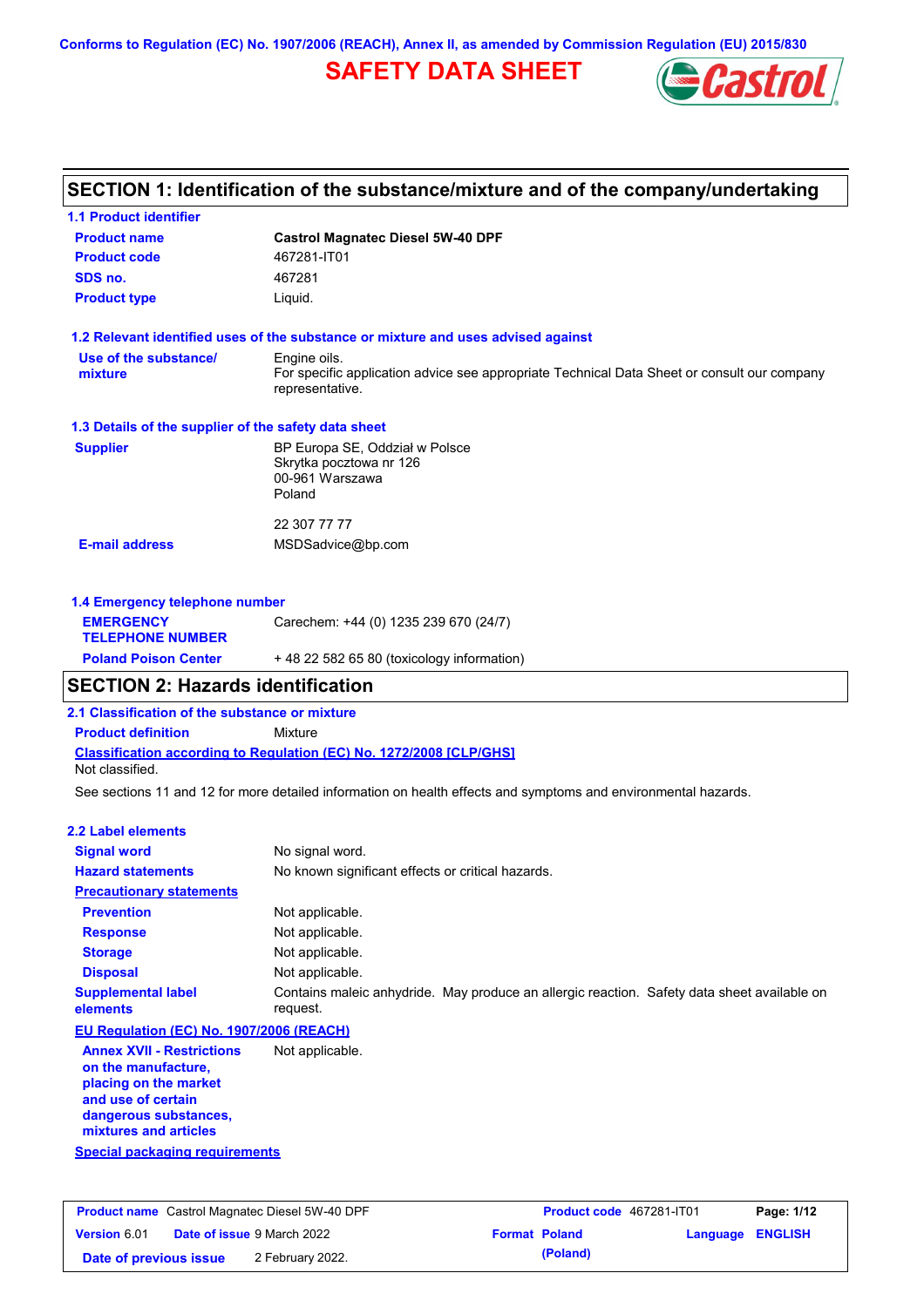Conforms to Regulation (EC) No. 1907/2006 (REACH), Annex II, as amended by Commission Regulation (EU) 2015/830

# SAFETY DATA SHEET

## SECTION 1: Identification of the substance/mixture and of the company/undertaking

### 1.1 Product identifier

| | |
|---|---|
| **Product name** | **Castrol Magnatec Diesel 5W-40 DPF** |
| **Product code** | 467281-IT01 |
| **SDS no.** | 467281 |
| **Product type** | Liquid. |

### 1.2 Relevant identified uses of the substance or mixture and uses advised against

| | |
|---|---|
| **Use of the substance/ mixture** | Engine oils. For specific application advice see appropriate Technical Data Sheet or consult our company representative. |

### 1.3 Details of the supplier of the safety data sheet

| | |
|---|---|
| **Supplier** | BP Europa SE, Oddział w Polsce<br>Skrytka pocztowa nr 126<br>00-961 Warszawa<br>Poland<br><br>22 307 77 77 |
| **E-mail address** | MSDSadvice@bp.com |

### 1.4 Emergency telephone number

| | |
|---|---|
| **EMERGENCY TELEPHONE NUMBER** | Carechem: +44 (0) 1235 239 670 (24/7) |
| **Poland Poison Center** | + 48 22 582 65 80 (toxicology information) |

## SECTION 2: Hazards identification

### 2.1 Classification of the substance or mixture

**Product definition** Mixture

**Classification according to Regulation (EC) No. 1272/2008 [CLP/GHS]**

Not classified.

See sections 11 and 12 for more detailed information on health effects and symptoms and environmental hazards.

### 2.2 Label elements

| | |
|---|---|
| **Signal word** | No signal word. |
| **Hazard statements** | No known significant effects or critical hazards. |
| **Precautionary statements** | |
| **Prevention** | Not applicable. |
| **Response** | Not applicable. |
| **Storage** | Not applicable. |
| **Disposal** | Not applicable. |
| **Supplemental label elements** | Contains maleic anhydride. May produce an allergic reaction. Safety data sheet available on request. |

**EU Regulation (EC) No. 1907/2006 (REACH)**

| | |
|---|---|
| **Annex XVII - Restrictions on the manufacture, placing on the market and use of certain dangerous substances, mixtures and articles** | Not applicable. |

**Special packaging requirements**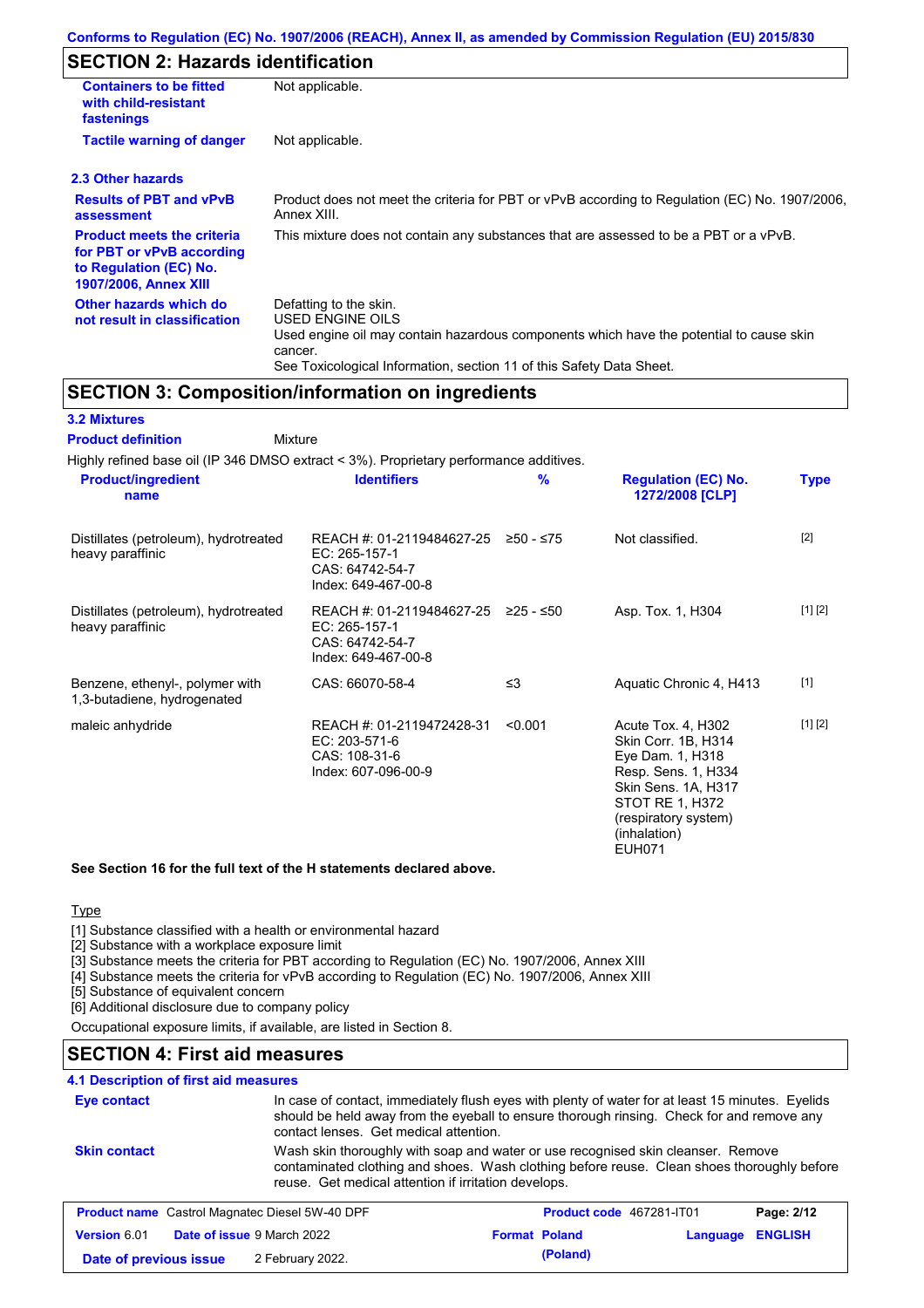Conforms to Regulation (EC) No. 1907/2006 (REACH), Annex II, as amended by Commission Regulation (EU) 2015/830

## SECTION 2: Hazards identification

| | |
|---|---|
| **Containers to be fitted with child-resistant fastenings** | Not applicable. |
| **Tactile warning of danger** | Not applicable. |

### 2.3 Other hazards

| | |
|---|---|
| **Results of PBT and vPvB assessment** | Product does not meet the criteria for PBT or vPvB according to Regulation (EC) No. 1907/2006, Annex XIII. |
| **Product meets the criteria for PBT or vPvB according to Regulation (EC) No. 1907/2006, Annex XIII** | This mixture does not contain any substances that are assessed to be a PBT or a vPvB. |
| **Other hazards which do not result in classification** | Defatting to the skin.<br>USED ENGINE OILS<br>Used engine oil may contain hazardous components which have the potential to cause skin cancer.<br>See Toxicological Information, section 11 of this Safety Data Sheet. |

## SECTION 3: Composition/information on ingredients

### 3.2 Mixtures

**Product definition** Mixture

Highly refined base oil (IP 346 DMSO extract < 3%). Proprietary performance additives.

| Product/ingredient name | Identifiers | % | Regulation (EC) No. 1272/2008 [CLP] | Type |
|---|---|---|---|---|
| Distillates (petroleum), hydrotreated heavy paraffinic | REACH #: 01-2119484627-25<br>EC: 265-157-1<br>CAS: 64742-54-7<br>Index: 649-467-00-8 | ≥50 - ≤75 | Not classified. | [2] |
| Distillates (petroleum), hydrotreated heavy paraffinic | REACH #: 01-2119484627-25<br>EC: 265-157-1<br>CAS: 64742-54-7<br>Index: 649-467-00-8 | ≥25 - ≤50 | Asp. Tox. 1, H304 | [1] [2] |
| Benzene, ethenyl-, polymer with 1,3-butadiene, hydrogenated | CAS: 66070-58-4 | ≤3 | Aquatic Chronic 4, H413 | [1] |
| maleic anhydride | REACH #: 01-2119472428-31<br>EC: 203-571-6<br>CAS: 108-31-6<br>Index: 607-096-00-9 | <0.001 | Acute Tox. 4, H302<br>Skin Corr. 1B, H314<br>Eye Dam. 1, H318<br>Resp. Sens. 1, H334<br>Skin Sens. 1A, H317<br>STOT RE 1, H372 (respiratory system) (inhalation)<br>EUH071 | [1] [2] |

**See Section 16 for the full text of the H statements declared above.**

Type

[1] Substance classified with a health or environmental hazard
[2] Substance with a workplace exposure limit
[3] Substance meets the criteria for PBT according to Regulation (EC) No. 1907/2006, Annex XIII
[4] Substance meets the criteria for vPvB according to Regulation (EC) No. 1907/2006, Annex XIII
[5] Substance of equivalent concern
[6] Additional disclosure due to company policy

Occupational exposure limits, if available, are listed in Section 8.

## SECTION 4: First aid measures

### 4.1 Description of first aid measures

| | |
|---|---|
| **Eye contact** | In case of contact, immediately flush eyes with plenty of water for at least 15 minutes. Eyelids should be held away from the eyeball to ensure thorough rinsing. Check for and remove any contact lenses. Get medical attention. |
| **Skin contact** | Wash skin thoroughly with soap and water or use recognised skin cleanser. Remove contaminated clothing and shoes. Wash clothing before reuse. Clean shoes thoroughly before reuse. Get medical attention if irritation develops. |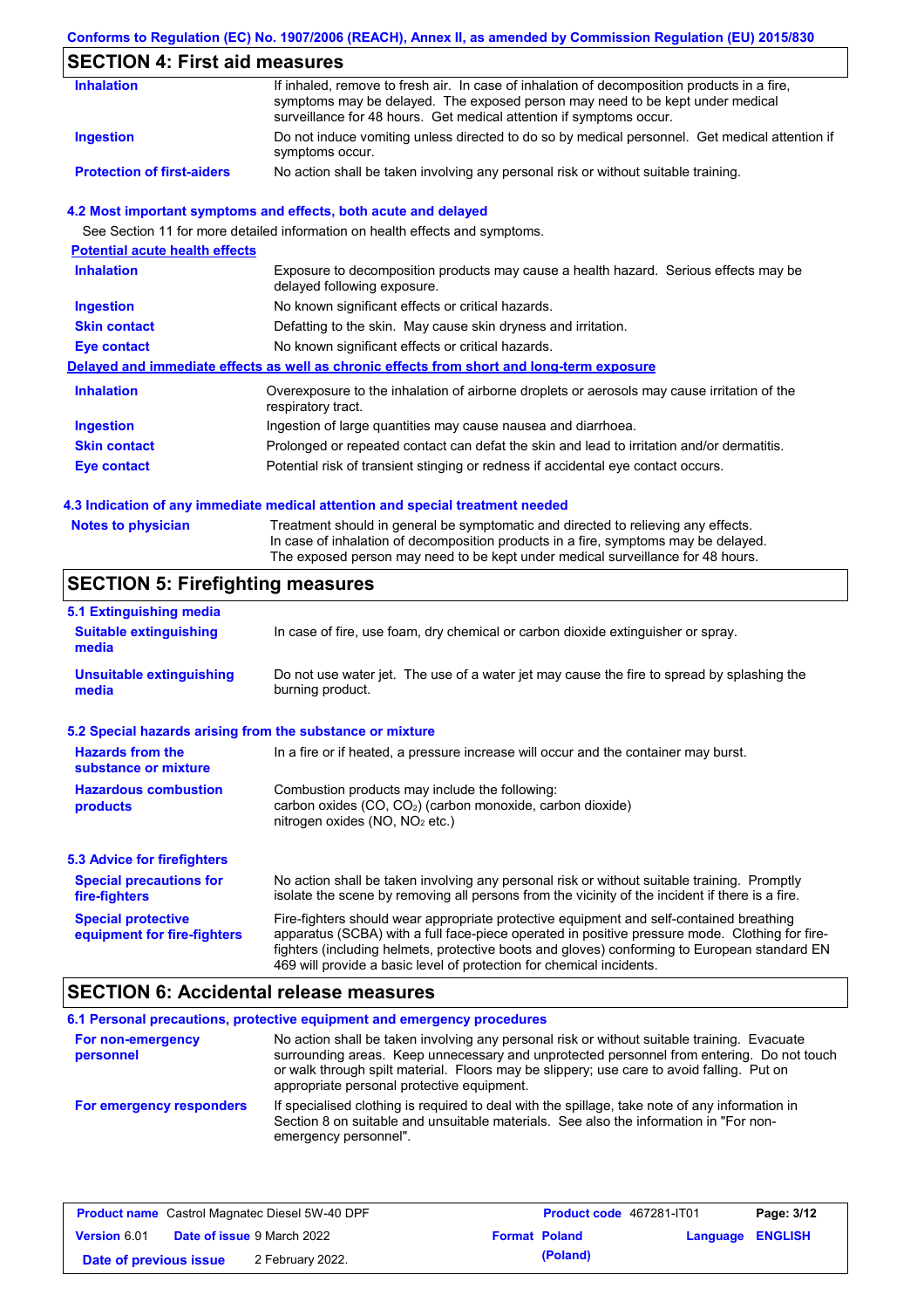## SECTION 4: First aid measures

| | |
|---|---|
| **Inhalation** | If inhaled, remove to fresh air. In case of inhalation of decomposition products in a fire, symptoms may be delayed. The exposed person may need to be kept under medical surveillance for 48 hours. Get medical attention if symptoms occur. |
| **Ingestion** | Do not induce vomiting unless directed to do so by medical personnel. Get medical attention if symptoms occur. |
| **Protection of first-aiders** | No action shall be taken involving any personal risk or without suitable training. |

### 4.2 Most important symptoms and effects, both acute and delayed

See Section 11 for more detailed information on health effects and symptoms.

**Potential acute health effects**

| | |
|---|---|
| **Inhalation** | Exposure to decomposition products may cause a health hazard. Serious effects may be delayed following exposure. |
| **Ingestion** | No known significant effects or critical hazards. |
| **Skin contact** | Defatting to the skin. May cause skin dryness and irritation. |
| **Eye contact** | No known significant effects or critical hazards. |

**Delayed and immediate effects as well as chronic effects from short and long-term exposure**

| | |
|---|---|
| **Inhalation** | Overexposure to the inhalation of airborne droplets or aerosols may cause irritation of the respiratory tract. |
| **Ingestion** | Ingestion of large quantities may cause nausea and diarrhoea. |
| **Skin contact** | Prolonged or repeated contact can defat the skin and lead to irritation and/or dermatitis. |
| **Eye contact** | Potential risk of transient stinging or redness if accidental eye contact occurs. |

### 4.3 Indication of any immediate medical attention and special treatment needed

| | |
|---|---|
| **Notes to physician** | Treatment should in general be symptomatic and directed to relieving any effects. In case of inhalation of decomposition products in a fire, symptoms may be delayed. The exposed person may need to be kept under medical surveillance for 48 hours. |

## SECTION 5: Firefighting measures

### 5.1 Extinguishing media

| | |
|---|---|
| **Suitable extinguishing media** | In case of fire, use foam, dry chemical or carbon dioxide extinguisher or spray. |
| **Unsuitable extinguishing media** | Do not use water jet. The use of a water jet may cause the fire to spread by splashing the burning product. |

### 5.2 Special hazards arising from the substance or mixture

| | |
|---|---|
| **Hazards from the substance or mixture** | In a fire or if heated, a pressure increase will occur and the container may burst. |
| **Hazardous combustion products** | Combustion products may include the following: carbon oxides (CO, $CO_2$) (carbon monoxide, carbon dioxide) nitrogen oxides (NO, $NO_2$ etc.) |

### 5.3 Advice for firefighters

| | |
|---|---|
| **Special precautions for fire-fighters** | No action shall be taken involving any personal risk or without suitable training. Promptly isolate the scene by removing all persons from the vicinity of the incident if there is a fire. |
| **Special protective equipment for fire-fighters** | Fire-fighters should wear appropriate protective equipment and self-contained breathing apparatus (SCBA) with a full face-piece operated in positive pressure mode. Clothing for fire-fighters (including helmets, protective boots and gloves) conforming to European standard EN 469 will provide a basic level of protection for chemical incidents. |

## SECTION 6: Accidental release measures

### 6.1 Personal precautions, protective equipment and emergency procedures

| | |
|---|---|
| **For non-emergency personnel** | No action shall be taken involving any personal risk or without suitable training. Evacuate surrounding areas. Keep unnecessary and unprotected personnel from entering. Do not touch or walk through spilt material. Floors may be slippery; use care to avoid falling. Put on appropriate personal protective equipment. |
| **For emergency responders** | If specialised clothing is required to deal with the spillage, take note of any information in Section 8 on suitable and unsuitable materials. See also the information in "For non-emergency personnel". |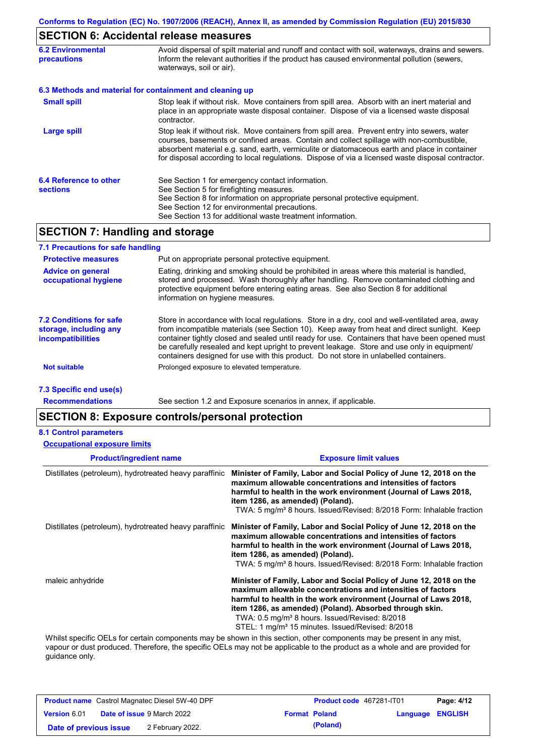## SECTION 6: Accidental release measures

| | |
|---|---|
| **6.2 Environmental precautions** | Avoid dispersal of spilt material and runoff and contact with soil, waterways, drains and sewers. Inform the relevant authorities if the product has caused environmental pollution (sewers, waterways, soil or air). |

### 6.3 Methods and material for containment and cleaning up

| | |
|---|---|
| **Small spill** | Stop leak if without risk. Move containers from spill area. Absorb with an inert material and place in an appropriate waste disposal container. Dispose of via a licensed waste disposal contractor. |
| **Large spill** | Stop leak if without risk. Move containers from spill area. Prevent entry into sewers, water courses, basements or confined areas. Contain and collect spillage with non-combustible, absorbent material e.g. sand, earth, vermiculite or diatomaceous earth and place in container for disposal according to local regulations. Dispose of via a licensed waste disposal contractor. |
| **6.4 Reference to other sections** | See Section 1 for emergency contact information.<br>See Section 5 for firefighting measures.<br>See Section 8 for information on appropriate personal protective equipment.<br>See Section 12 for environmental precautions.<br>See Section 13 for additional waste treatment information. |

## SECTION 7: Handling and storage

### 7.1 Precautions for safe handling

| | |
|---|---|
| **Protective measures** | Put on appropriate personal protective equipment. |
| **Advice on general occupational hygiene** | Eating, drinking and smoking should be prohibited in areas where this material is handled, stored and processed. Wash thoroughly after handling. Remove contaminated clothing and protective equipment before entering eating areas. See also Section 8 for additional information on hygiene measures. |
| **7.2 Conditions for safe storage, including any incompatibilities** | Store in accordance with local regulations. Store in a dry, cool and well-ventilated area, away from incompatible materials (see Section 10). Keep away from heat and direct sunlight. Keep container tightly closed and sealed until ready for use. Containers that have been opened must be carefully resealed and kept upright to prevent leakage. Store and use only in equipment/containers designed for use with this product. Do not store in unlabelled containers. |
| **Not suitable** | Prolonged exposure to elevated temperature. |

### 7.3 Specific end use(s)

| | |
|---|---|
| **Recommendations** | See section 1.2 and Exposure scenarios in annex, if applicable. |

## SECTION 8: Exposure controls/personal protection

### 8.1 Control parameters

**Occupational exposure limits**

| Product/ingredient name | Exposure limit values |
|---|---|
| Distillates (petroleum), hydrotreated heavy paraffinic | **Minister of Family, Labor and Social Policy of June 12, 2018 on the maximum allowable concentrations and intensities of factors harmful to health in the work environment (Journal of Laws 2018, item 1286, as amended) (Poland).**<br>TWA: 5 mg/m³ 8 hours. Issued/Revised: 8/2018 Form: Inhalable fraction |
| Distillates (petroleum), hydrotreated heavy paraffinic | **Minister of Family, Labor and Social Policy of June 12, 2018 on the maximum allowable concentrations and intensities of factors harmful to health in the work environment (Journal of Laws 2018, item 1286, as amended) (Poland).**<br>TWA: 5 mg/m³ 8 hours. Issued/Revised: 8/2018 Form: Inhalable fraction |
| maleic anhydride | **Minister of Family, Labor and Social Policy of June 12, 2018 on the maximum allowable concentrations and intensities of factors harmful to health in the work environment (Journal of Laws 2018, item 1286, as amended) (Poland). Absorbed through skin.**<br>TWA: 0.5 mg/m³ 8 hours. Issued/Revised: 8/2018<br>STEL: 1 mg/m³ 15 minutes. Issued/Revised: 8/2018 |

Whilst specific OELs for certain components may be shown in this section, other components may be present in any mist, vapour or dust produced. Therefore, the specific OELs may not be applicable to the product as a whole and are provided for guidance only.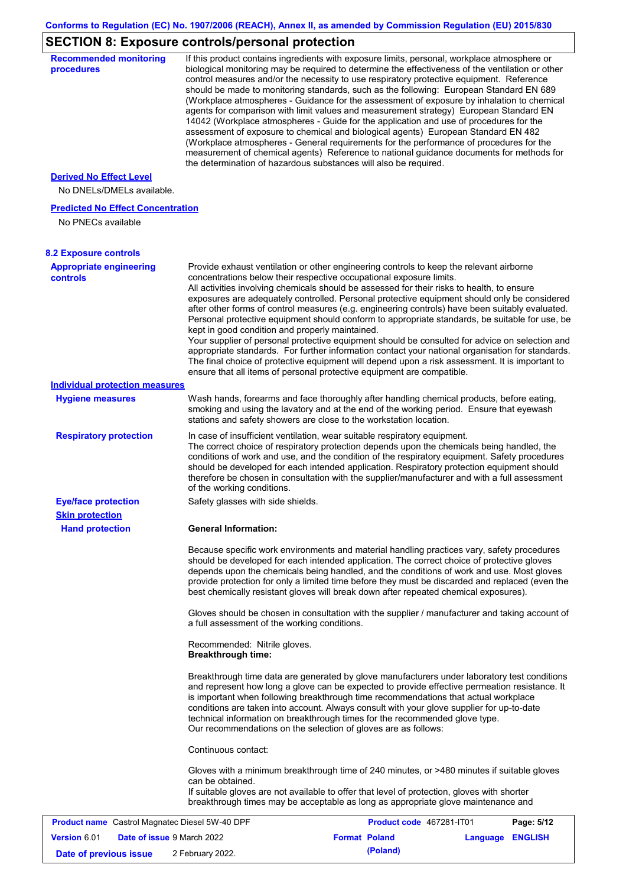## SECTION 8: Exposure controls/personal protection

**Recommended monitoring procedures**

If this product contains ingredients with exposure limits, personal, workplace atmosphere or biological monitoring may be required to determine the effectiveness of the ventilation or other control measures and/or the necessity to use respiratory protective equipment. Reference should be made to monitoring standards, such as the following: European Standard EN 689 (Workplace atmospheres - Guidance for the assessment of exposure by inhalation to chemical agents for comparison with limit values and measurement strategy) European Standard EN 14042 (Workplace atmospheres - Guide for the application and use of procedures for the assessment of exposure to chemical and biological agents) European Standard EN 482 (Workplace atmospheres - General requirements for the performance of procedures for the measurement of chemical agents) Reference to national guidance documents for methods for the determination of hazardous substances will also be required.

**Derived No Effect Level**

No DNELs/DMELs available.

**Predicted No Effect Concentration**

No PNECs available

### 8.2 Exposure controls

**Appropriate engineering controls**

Provide exhaust ventilation or other engineering controls to keep the relevant airborne concentrations below their respective occupational exposure limits.
All activities involving chemicals should be assessed for their risks to health, to ensure exposures are adequately controlled. Personal protective equipment should only be considered after other forms of control measures (e.g. engineering controls) have been suitably evaluated. Personal protective equipment should conform to appropriate standards, be suitable for use, be kept in good condition and properly maintained.
Your supplier of personal protective equipment should be consulted for advice on selection and appropriate standards. For further information contact your national organisation for standards. The final choice of protective equipment will depend upon a risk assessment. It is important to ensure that all items of personal protective equipment are compatible.

**Individual protection measures**

**Hygiene measures**

Wash hands, forearms and face thoroughly after handling chemical products, before eating, smoking and using the lavatory and at the end of the working period. Ensure that eyewash stations and safety showers are close to the workstation location.

**Respiratory protection**

In case of insufficient ventilation, wear suitable respiratory equipment.
The correct choice of respiratory protection depends upon the chemicals being handled, the conditions of work and use, and the condition of the respiratory equipment. Safety procedures should be developed for each intended application. Respiratory protection equipment should therefore be chosen in consultation with the supplier/manufacturer and with a full assessment of the working conditions.

**Eye/face protection**

Safety glasses with side shields.

**Skin protection**

**Hand protection**

**General Information:**

Because specific work environments and material handling practices vary, safety procedures should be developed for each intended application. The correct choice of protective gloves depends upon the chemicals being handled, and the conditions of work and use. Most gloves provide protection for only a limited time before they must be discarded and replaced (even the best chemically resistant gloves will break down after repeated chemical exposures).

Gloves should be chosen in consultation with the supplier / manufacturer and taking account of a full assessment of the working conditions.

Recommended: Nitrile gloves.
**Breakthrough time:**

Breakthrough time data are generated by glove manufacturers under laboratory test conditions and represent how long a glove can be expected to provide effective permeation resistance. It is important when following breakthrough time recommendations that actual workplace conditions are taken into account. Always consult with your glove supplier for up-to-date technical information on breakthrough times for the recommended glove type.
Our recommendations on the selection of gloves are as follows:

Continuous contact:

Gloves with a minimum breakthrough time of 240 minutes, or >480 minutes if suitable gloves can be obtained.
If suitable gloves are not available to offer that level of protection, gloves with shorter breakthrough times may be acceptable as long as appropriate glove maintenance and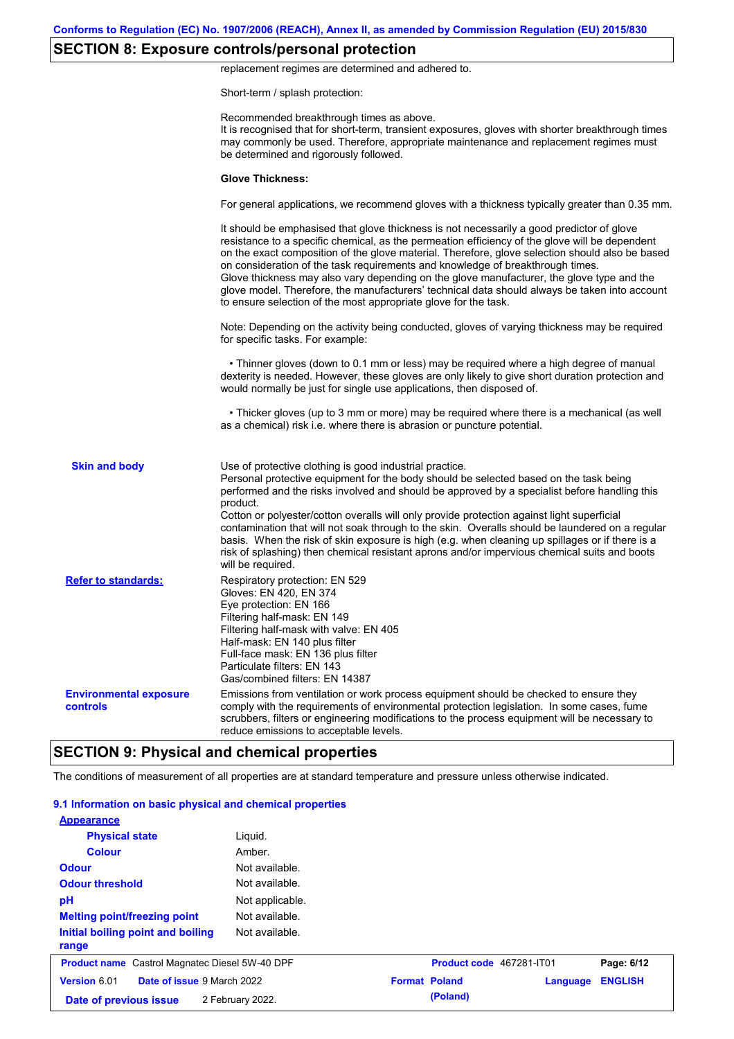## SECTION 8: Exposure controls/personal protection

replacement regimes are determined and adhered to.

Short-term / splash protection:

Recommended breakthrough times as above.
It is recognised that for short-term, transient exposures, gloves with shorter breakthrough times may commonly be used. Therefore, appropriate maintenance and replacement regimes must be determined and rigorously followed.

**Glove Thickness:**

For general applications, we recommend gloves with a thickness typically greater than 0.35 mm.

It should be emphasised that glove thickness is not necessarily a good predictor of glove resistance to a specific chemical, as the permeation efficiency of the glove will be dependent on the exact composition of the glove material. Therefore, glove selection should also be based on consideration of the task requirements and knowledge of breakthrough times.
Glove thickness may also vary depending on the glove manufacturer, the glove type and the glove model. Therefore, the manufacturers' technical data should always be taken into account to ensure selection of the most appropriate glove for the task.

Note: Depending on the activity being conducted, gloves of varying thickness may be required for specific tasks. For example:

- Thinner gloves (down to 0.1 mm or less) may be required where a high degree of manual dexterity is needed. However, these gloves are only likely to give short duration protection and would normally be just for single use applications, then disposed of.

- Thicker gloves (up to 3 mm or more) may be required where there is a mechanical (as well as a chemical) risk i.e. where there is abrasion or puncture potential.

**Skin and body**

Use of protective clothing is good industrial practice.
Personal protective equipment for the body should be selected based on the task being performed and the risks involved and should be approved by a specialist before handling this product.
Cotton or polyester/cotton overalls will only provide protection against light superficial contamination that will not soak through to the skin. Overalls should be laundered on a regular basis. When the risk of skin exposure is high (e.g. when cleaning up spillages or if there is a risk of splashing) then chemical resistant aprons and/or impervious chemical suits and boots will be required.

**Refer to standards:**

Respiratory protection: EN 529
Gloves: EN 420, EN 374
Eye protection: EN 166
Filtering half-mask: EN 149
Filtering half-mask with valve: EN 405
Half-mask: EN 140 plus filter
Full-face mask: EN 136 plus filter
Particulate filters: EN 143
Gas/combined filters: EN 14387

**Environmental exposure controls**

Emissions from ventilation or work process equipment should be checked to ensure they comply with the requirements of environmental protection legislation. In some cases, fume scrubbers, filters or engineering modifications to the process equipment will be necessary to reduce emissions to acceptable levels.

## SECTION 9: Physical and chemical properties

The conditions of measurement of all properties are at standard temperature and pressure unless otherwise indicated.

### 9.1 Information on basic physical and chemical properties

**Appearance**

| Property | Value |
|---|---|
| Physical state | Liquid. |
| Colour | Amber. |
| Odour | Not available. |
| Odour threshold | Not available. |
| pH | Not applicable. |
| Melting point/freezing point | Not available. |
| Initial boiling point and boiling range | Not available. |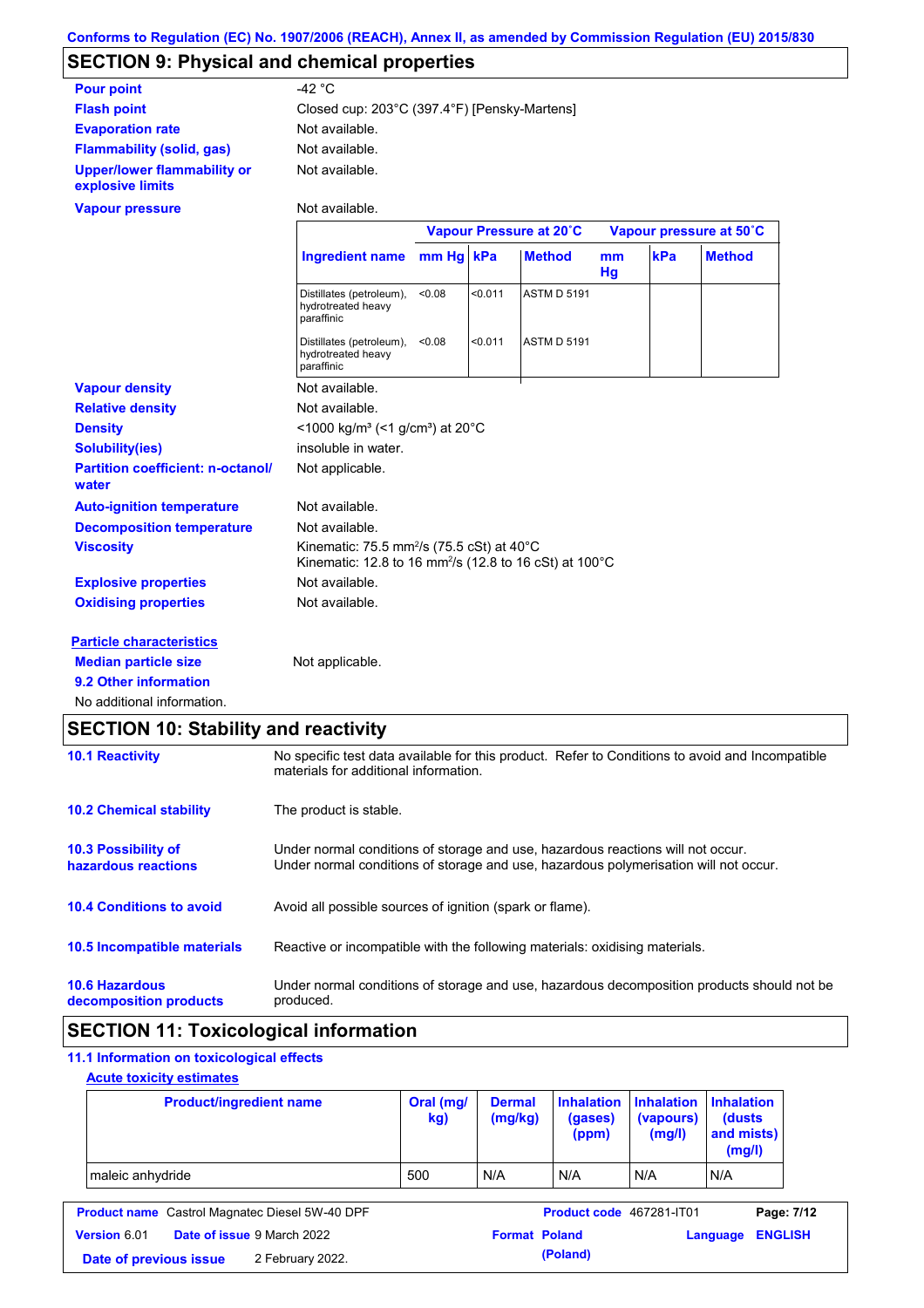Conforms to Regulation (EC) No. 1907/2006 (REACH), Annex II, as amended by Commission Regulation (EU) 2015/830

## SECTION 9: Physical and chemical properties

| | |
|---|---|
| **Pour point** | -42 °C |
| **Flash point** | Closed cup: 203°C (397.4°F) [Pensky-Martens] |
| **Evaporation rate** | Not available. |
| **Flammability (solid, gas)** | Not available. |
| **Upper/lower flammability or explosive limits** | Not available. |
| **Vapour pressure** | Not available. |

| | Vapour Pressure at 20˚C | | | Vapour pressure at 50˚C | | |
|---|---|---|---|---|---|---|
| **Ingredient name** | **mm Hg** | **kPa** | **Method** | **mm Hg** | **kPa** | **Method** |
| Distillates (petroleum), hydrotreated heavy paraffinic | <0.08 | <0.011 | ASTM D 5191 | | | |
| Distillates (petroleum), hydrotreated heavy paraffinic | <0.08 | <0.011 | ASTM D 5191 | | | |

| | |
|---|---|
| **Vapour density** | Not available. |
| **Relative density** | Not available. |
| **Density** | <1000 kg/m³ (<1 g/cm³) at 20°C |
| **Solubility(ies)** | insoluble in water. |
| **Partition coefficient: n-octanol/water** | Not applicable. |
| **Auto-ignition temperature** | Not available. |
| **Decomposition temperature** | Not available. |
| **Viscosity** | Kinematic: 75.5 mm²/s (75.5 cSt) at 40°C<br>Kinematic: 12.8 to 16 mm²/s (12.8 to 16 cSt) at 100°C |
| **Explosive properties** | Not available. |
| **Oxidising properties** | Not available. |

**Particle characteristics**

**Median particle size** Not applicable.

**9.2 Other information**

No additional information.

## SECTION 10: Stability and reactivity

| | |
|---|---|
| **10.1 Reactivity** | No specific test data available for this product. Refer to Conditions to avoid and Incompatible materials for additional information. |
| **10.2 Chemical stability** | The product is stable. |
| **10.3 Possibility of hazardous reactions** | Under normal conditions of storage and use, hazardous reactions will not occur.<br>Under normal conditions of storage and use, hazardous polymerisation will not occur. |
| **10.4 Conditions to avoid** | Avoid all possible sources of ignition (spark or flame). |
| **10.5 Incompatible materials** | Reactive or incompatible with the following materials: oxidising materials. |
| **10.6 Hazardous decomposition products** | Under normal conditions of storage and use, hazardous decomposition products should not be produced. |

## SECTION 11: Toxicological information

### 11.1 Information on toxicological effects

**Acute toxicity estimates**

| Product/ingredient name | Oral (mg/kg) | Dermal (mg/kg) | Inhalation (gases) (ppm) | Inhalation (vapours) (mg/l) | Inhalation (dusts and mists) (mg/l) |
|---|---|---|---|---|---|
| maleic anhydride | 500 | N/A | N/A | N/A | N/A |

| | | | |
|---|---|---|---|
| **Product name** Castrol Magnatec Diesel 5W-40 DPF | | **Product code** 467281-IT01 | |
| **Version** 6.01 | **Date of issue** 9 March 2022 | **Format** Poland (Poland) | **Language** ENGLISH |
| **Date of previous issue** | 2 February 2022. | | |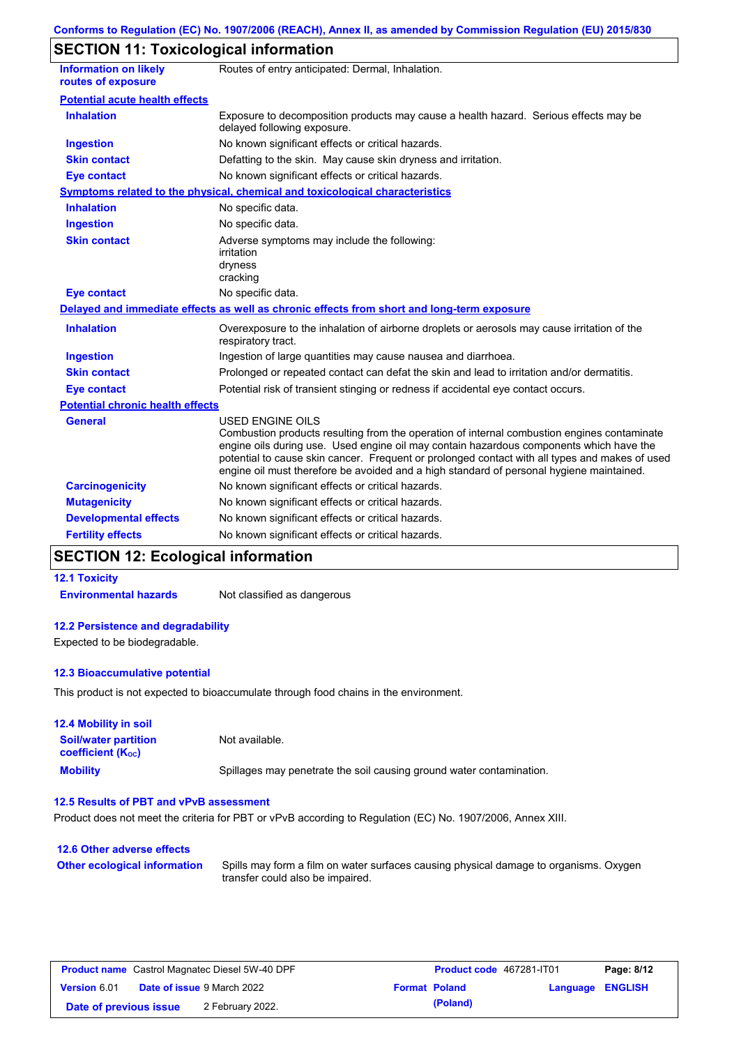Conforms to Regulation (EC) No. 1907/2006 (REACH), Annex II, as amended by Commission Regulation (EU) 2015/830

## SECTION 11: Toxicological information

| | |
|---|---|
| **Information on likely routes of exposure** | Routes of entry anticipated: Dermal, Inhalation. |

**Potential acute health effects**

| | |
|---|---|
| **Inhalation** | Exposure to decomposition products may cause a health hazard. Serious effects may be delayed following exposure. |
| **Ingestion** | No known significant effects or critical hazards. |
| **Skin contact** | Defatting to the skin. May cause skin dryness and irritation. |
| **Eye contact** | No known significant effects or critical hazards. |

**Symptoms related to the physical, chemical and toxicological characteristics**

| | |
|---|---|
| **Inhalation** | No specific data. |
| **Ingestion** | No specific data. |
| **Skin contact** | Adverse symptoms may include the following:<br>irritation<br>dryness<br>cracking |
| **Eye contact** | No specific data. |

**Delayed and immediate effects as well as chronic effects from short and long-term exposure**

| | |
|---|---|
| **Inhalation** | Overexposure to the inhalation of airborne droplets or aerosols may cause irritation of the respiratory tract. |
| **Ingestion** | Ingestion of large quantities may cause nausea and diarrhoea. |
| **Skin contact** | Prolonged or repeated contact can defat the skin and lead to irritation and/or dermatitis. |
| **Eye contact** | Potential risk of transient stinging or redness if accidental eye contact occurs. |

**Potential chronic health effects**

| | |
|---|---|
| **General** | USED ENGINE OILS<br>Combustion products resulting from the operation of internal combustion engines contaminate engine oils during use. Used engine oil may contain hazardous components which have the potential to cause skin cancer. Frequent or prolonged contact with all types and makes of used engine oil must therefore be avoided and a high standard of personal hygiene maintained. |
| **Carcinogenicity** | No known significant effects or critical hazards. |
| **Mutagenicity** | No known significant effects or critical hazards. |
| **Developmental effects** | No known significant effects or critical hazards. |
| **Fertility effects** | No known significant effects or critical hazards. |

## SECTION 12: Ecological information

### 12.1 Toxicity

| | |
|---|---|
| **Environmental hazards** | Not classified as dangerous |

### 12.2 Persistence and degradability

Expected to be biodegradable.

### 12.3 Bioaccumulative potential

This product is not expected to bioaccumulate through food chains in the environment.

### 12.4 Mobility in soil

| | |
|---|---|
| **Soil/water partition coefficient ($K_{OC}$)** | Not available. |
| **Mobility** | Spillages may penetrate the soil causing ground water contamination. |

### 12.5 Results of PBT and vPvB assessment

Product does not meet the criteria for PBT or vPvB according to Regulation (EC) No. 1907/2006, Annex XIII.

### 12.6 Other adverse effects

| | |
|---|---|
| **Other ecological information** | Spills may form a film on water surfaces causing physical damage to organisms. Oxygen transfer could also be impaired. |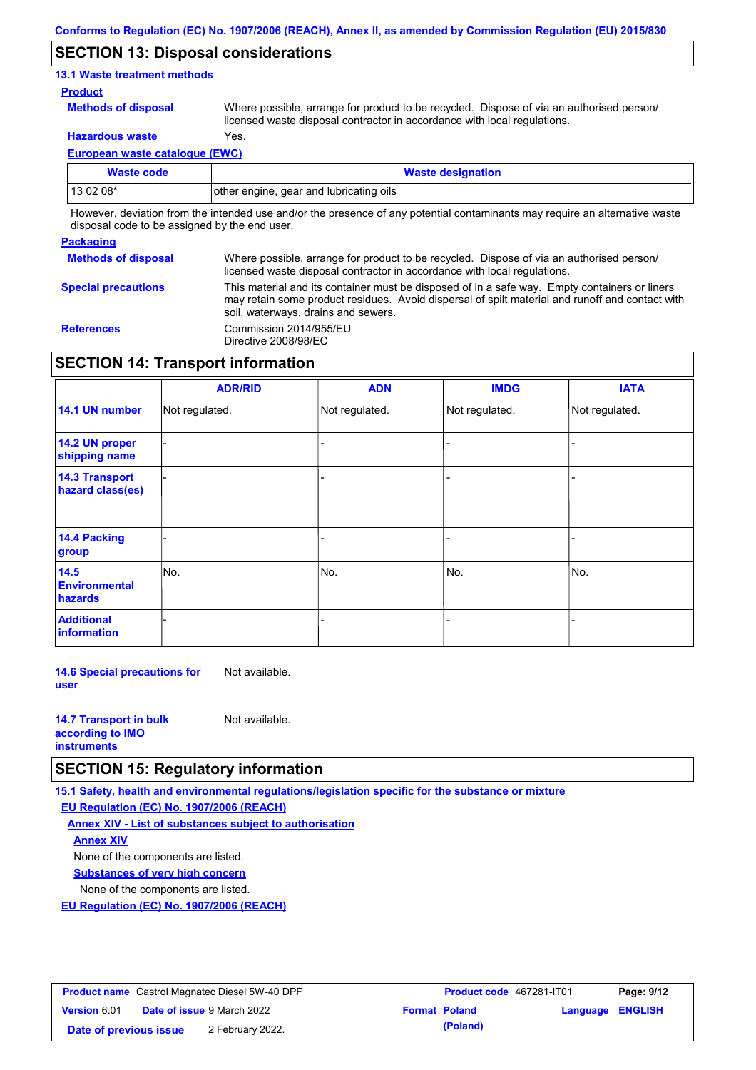## SECTION 13: Disposal considerations

### 13.1 Waste treatment methods

**Product**

**Methods of disposal** Where possible, arrange for product to be recycled. Dispose of via an authorised person/ licensed waste disposal contractor in accordance with local regulations.

**Hazardous waste** Yes.

**European waste catalogue (EWC)**

| Waste code | Waste designation |
|---|---|
| 13 02 08* | other engine, gear and lubricating oils |

However, deviation from the intended use and/or the presence of any potential contaminants may require an alternative waste disposal code to be assigned by the end user.

**Packaging**

**Methods of disposal** Where possible, arrange for product to be recycled. Dispose of via an authorised person/ licensed waste disposal contractor in accordance with local regulations.

**Special precautions** This material and its container must be disposed of in a safe way. Empty containers or liners may retain some product residues. Avoid dispersal of spilt material and runoff and contact with soil, waterways, drains and sewers.

**References** Commission 2014/955/EU
Directive 2008/98/EC

## SECTION 14: Transport information

| | ADR/RID | ADN | IMDG | IATA |
|---|---|---|---|---|
| **14.1 UN number** | Not regulated. | Not regulated. | Not regulated. | Not regulated. |
| **14.2 UN proper shipping name** | - | - | - | - |
| **14.3 Transport hazard class(es)** | - | - | - | - |
| **14.4 Packing group** | - | - | - | - |
| **14.5 Environmental hazards** | No. | No. | No. | No. |
| **Additional information** | - | - | - | - |

**14.6 Special precautions for user** Not available.

**14.7 Transport in bulk according to IMO instruments** Not available.

## SECTION 15: Regulatory information

**15.1 Safety, health and environmental regulations/legislation specific for the substance or mixture**

**EU Regulation (EC) No. 1907/2006 (REACH)**

**Annex XIV - List of substances subject to authorisation**

**Annex XIV**

None of the components are listed.

**Substances of very high concern**

None of the components are listed.

**EU Regulation (EC) No. 1907/2006 (REACH)**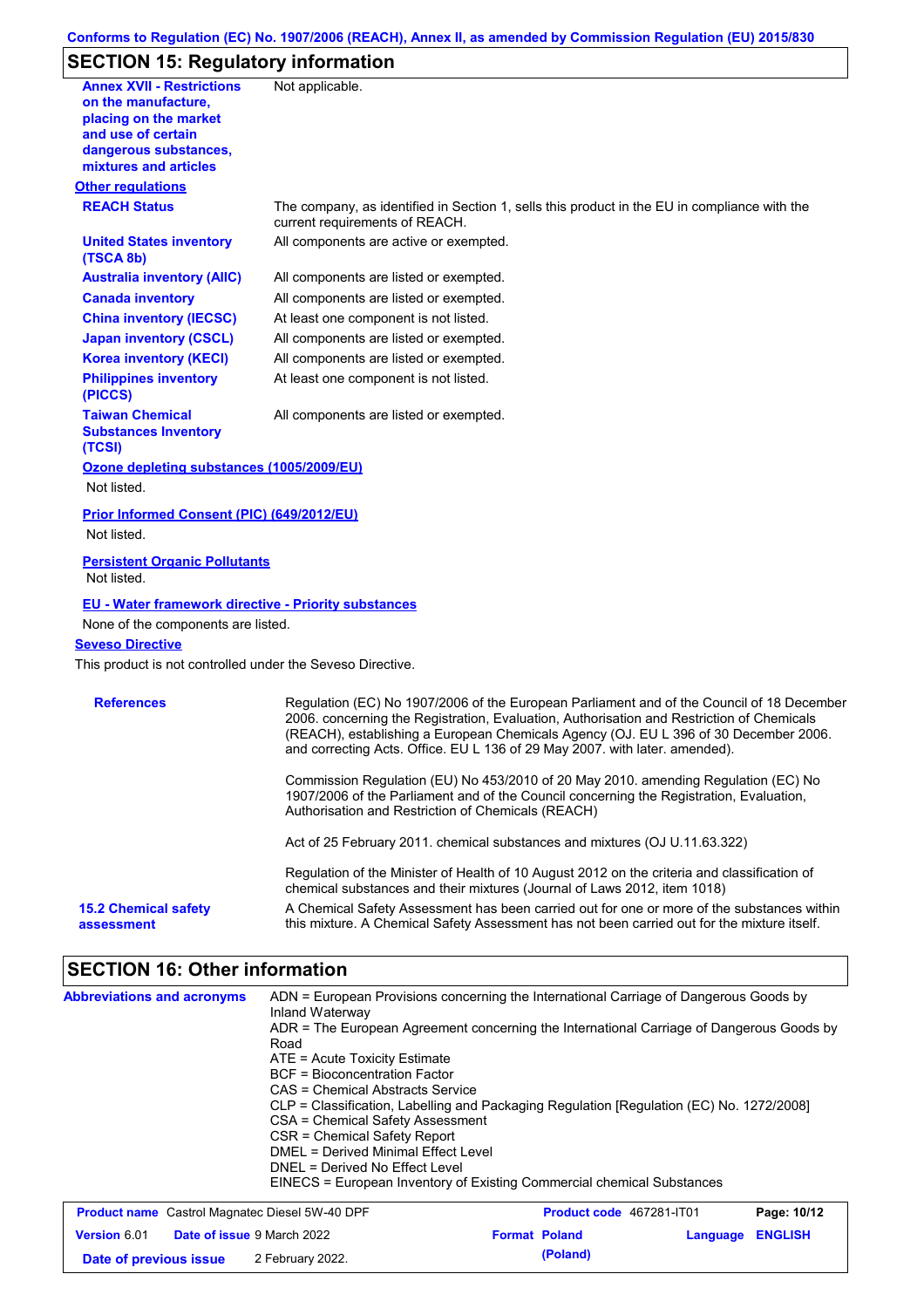## SECTION 15: Regulatory information

| | |
|---|---|
| **Annex XVII - Restrictions on the manufacture, placing on the market and use of certain dangerous substances, mixtures and articles** | Not applicable. |

**Other regulations**

| | |
|---|---|
| **REACH Status** | The company, as identified in Section 1, sells this product in the EU in compliance with the current requirements of REACH. |
| **United States inventory (TSCA 8b)** | All components are active or exempted. |
| **Australia inventory (AIIC)** | All components are listed or exempted. |
| **Canada inventory** | All components are listed or exempted. |
| **China inventory (IECSC)** | At least one component is not listed. |
| **Japan inventory (CSCL)** | All components are listed or exempted. |
| **Korea inventory (KECI)** | All components are listed or exempted. |
| **Philippines inventory (PICCS)** | At least one component is not listed. |
| **Taiwan Chemical Substances Inventory (TCSI)** | All components are listed or exempted. |

**Ozone depleting substances (1005/2009/EU)**

Not listed.

**Prior Informed Consent (PIC) (649/2012/EU)**

Not listed.

**Persistent Organic Pollutants**

Not listed.

**EU - Water framework directive - Priority substances**

None of the components are listed.

**Seveso Directive**

This product is not controlled under the Seveso Directive.

| | |
|---|---|
| **References** | Regulation (EC) No 1907/2006 of the European Parliament and of the Council of 18 December 2006. concerning the Registration, Evaluation, Authorisation and Restriction of Chemicals (REACH), establishing a European Chemicals Agency (OJ. EU L 396 of 30 December 2006. and correcting Acts. Office. EU L 136 of 29 May 2007. with later. amended).<br><br>Commission Regulation (EU) No 453/2010 of 20 May 2010. amending Regulation (EC) No 1907/2006 of the Parliament and of the Council concerning the Registration, Evaluation, Authorisation and Restriction of Chemicals (REACH)<br><br>Act of 25 February 2011. chemical substances and mixtures (OJ U.11.63.322)<br><br>Regulation of the Minister of Health of 10 August 2012 on the criteria and classification of chemical substances and their mixtures (Journal of Laws 2012, item 1018) |
| **15.2 Chemical safety assessment** | A Chemical Safety Assessment has been carried out for one or more of the substances within this mixture. A Chemical Safety Assessment has not been carried out for the mixture itself. |

## SECTION 16: Other information

**Abbreviations and acronyms**

ADN = European Provisions concerning the International Carriage of Dangerous Goods by Inland Waterway
ADR = The European Agreement concerning the International Carriage of Dangerous Goods by Road
ATE = Acute Toxicity Estimate
BCF = Bioconcentration Factor
CAS = Chemical Abstracts Service
CLP = Classification, Labelling and Packaging Regulation [Regulation (EC) No. 1272/2008]
CSA = Chemical Safety Assessment
CSR = Chemical Safety Report
DMEL = Derived Minimal Effect Level
DNEL = Derived No Effect Level
EINECS = European Inventory of Existing Commercial chemical Substances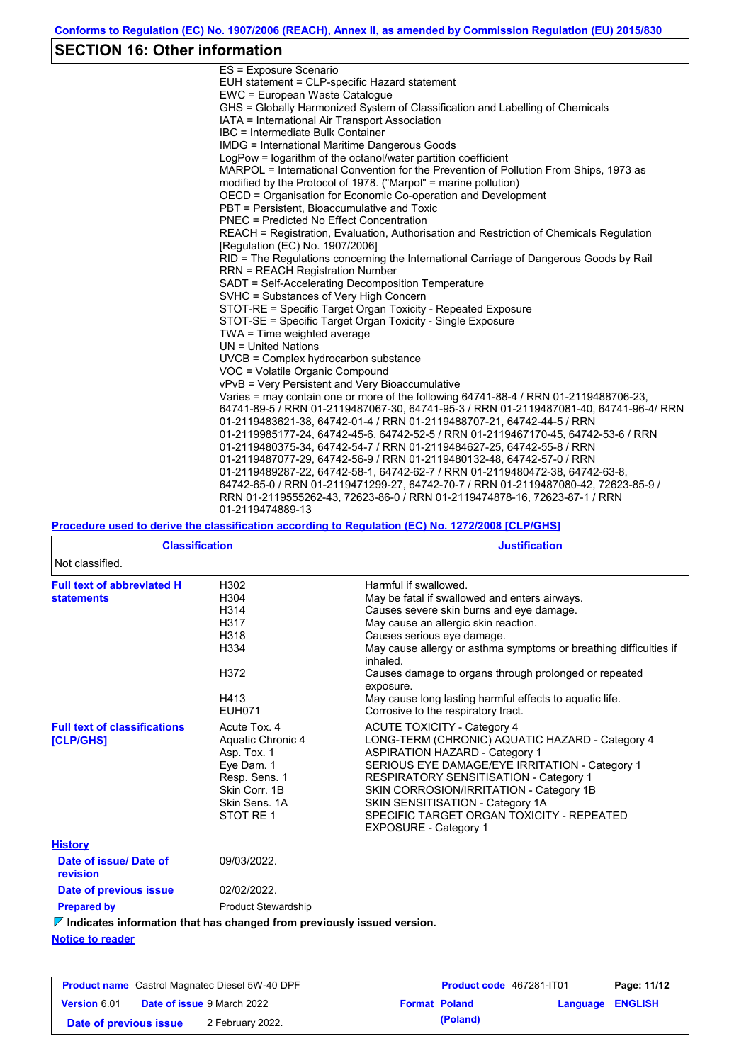## SECTION 16: Other information

ES = Exposure Scenario
EUH statement = CLP-specific Hazard statement
EWC = European Waste Catalogue
GHS = Globally Harmonized System of Classification and Labelling of Chemicals
IATA = International Air Transport Association
IBC = Intermediate Bulk Container
IMDG = International Maritime Dangerous Goods
LogPow = logarithm of the octanol/water partition coefficient
MARPOL = International Convention for the Prevention of Pollution From Ships, 1973 as modified by the Protocol of 1978. ("Marpol" = marine pollution)
OECD = Organisation for Economic Co-operation and Development
PBT = Persistent, Bioaccumulative and Toxic
PNEC = Predicted No Effect Concentration
REACH = Registration, Evaluation, Authorisation and Restriction of Chemicals Regulation [Regulation (EC) No. 1907/2006]
RID = The Regulations concerning the International Carriage of Dangerous Goods by Rail
RRN = REACH Registration Number
SADT = Self-Accelerating Decomposition Temperature
SVHC = Substances of Very High Concern
STOT-RE = Specific Target Organ Toxicity - Repeated Exposure
STOT-SE = Specific Target Organ Toxicity - Single Exposure
TWA = Time weighted average
UN = United Nations
UVCB = Complex hydrocarbon substance
VOC = Volatile Organic Compound
vPvB = Very Persistent and Very Bioaccumulative
Varies = may contain one or more of the following 64741-88-4 / RRN 01-2119488706-23, 64741-89-5 / RRN 01-2119487067-30, 64741-95-3 / RRN 01-2119487081-40, 64741-96-4/ RRN 01-2119483621-38, 64742-01-4 / RRN 01-2119488707-21, 64742-44-5 / RRN 01-2119985177-24, 64742-45-6, 64742-52-5 / RRN 01-2119467170-45, 64742-53-6 / RRN 01-2119480375-34, 64742-54-7 / RRN 01-2119484627-25, 64742-55-8 / RRN 01-2119487077-29, 64742-56-9 / RRN 01-2119480132-48, 64742-57-0 / RRN 01-2119489287-22, 64742-58-1, 64742-62-7 / RRN 01-2119480472-38, 64742-63-8, 64742-65-0 / RRN 01-2119471299-27, 64742-70-7 / RRN 01-2119487080-42, 72623-85-9 / RRN 01-2119555262-43, 72623-86-0 / RRN 01-2119474878-16, 72623-87-1 / RRN 01-2119474889-13

**Procedure used to derive the classification according to Regulation (EC) No. 1272/2008 [CLP/GHS]**

| Classification | Justification |
|---|---|
| Not classified. | |

**Full text of abbreviated H statements**

| | |
|---|---|
| H302 | Harmful if swallowed. |
| H304 | May be fatal if swallowed and enters airways. |
| H314 | Causes severe skin burns and eye damage. |
| H317 | May cause an allergic skin reaction. |
| H318 | Causes serious eye damage. |
| H334 | May cause allergy or asthma symptoms or breathing difficulties if inhaled. |
| H372 | Causes damage to organs through prolonged or repeated exposure. |
| H413 | May cause long lasting harmful effects to aquatic life. |
| EUH071 | Corrosive to the respiratory tract. |

**Full text of classifications [CLP/GHS]**

| | |
|---|---|
| Acute Tox. 4 | ACUTE TOXICITY - Category 4 |
| Aquatic Chronic 4 | LONG-TERM (CHRONIC) AQUATIC HAZARD - Category 4 |
| Asp. Tox. 1 | ASPIRATION HAZARD - Category 1 |
| Eye Dam. 1 | SERIOUS EYE DAMAGE/EYE IRRITATION - Category 1 |
| Resp. Sens. 1 | RESPIRATORY SENSITISATION - Category 1 |
| Skin Corr. 1B | SKIN CORROSION/IRRITATION - Category 1B |
| Skin Sens. 1A | SKIN SENSITISATION - Category 1A |
| STOT RE 1 | SPECIFIC TARGET ORGAN TOXICITY - REPEATED EXPOSURE - Category 1 |

**History**

**Date of issue/ Date of revision** 09/03/2022.

**Date of previous issue** 02/02/2022.

**Prepared by** Product Stewardship

**Indicates information that has changed from previously issued version.**

**Notice to reader**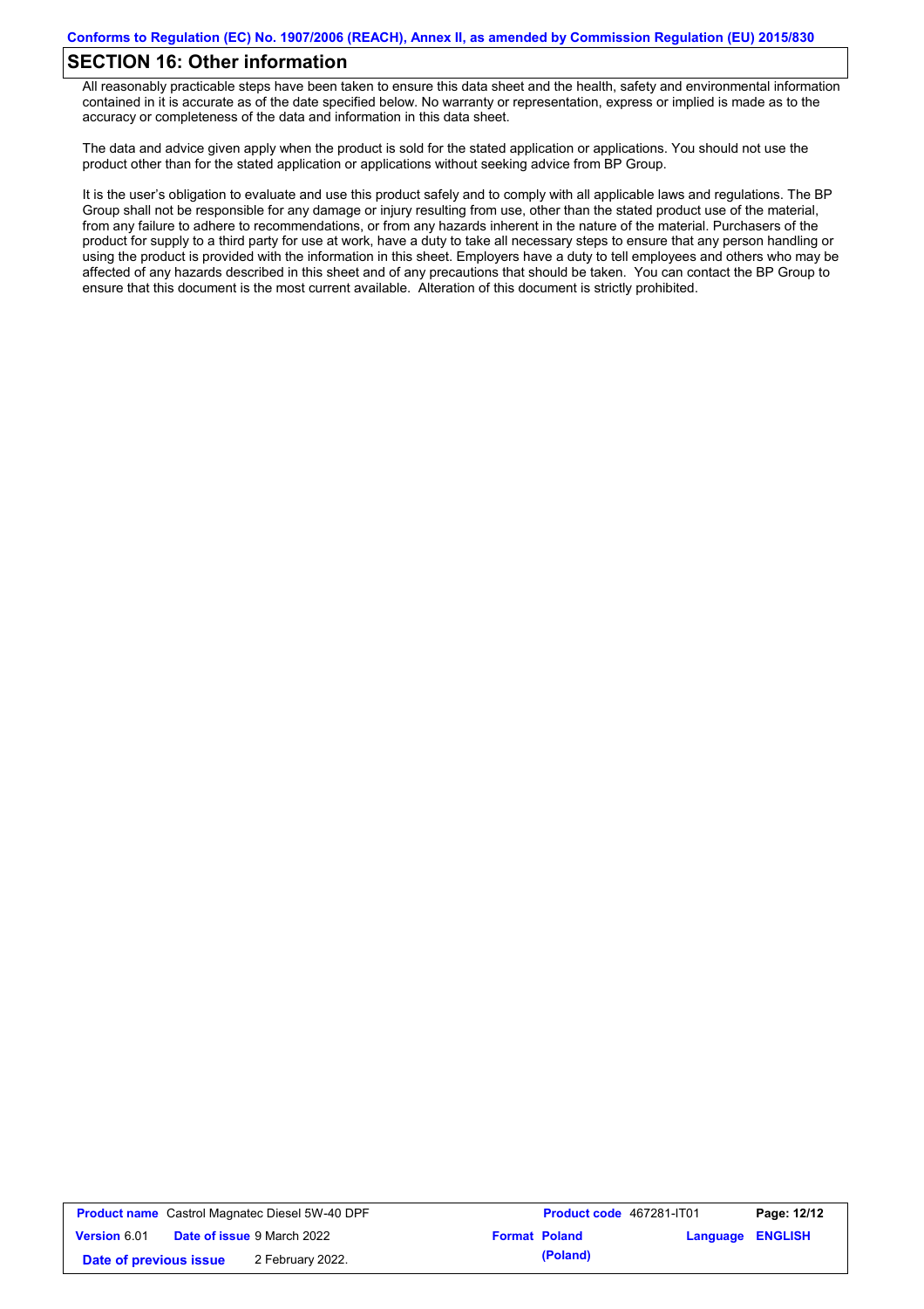## SECTION 16: Other information

All reasonably practicable steps have been taken to ensure this data sheet and the health, safety and environmental information contained in it is accurate as of the date specified below. No warranty or representation, express or implied is made as to the accuracy or completeness of the data and information in this data sheet.

The data and advice given apply when the product is sold for the stated application or applications. You should not use the product other than for the stated application or applications without seeking advice from BP Group.

It is the user's obligation to evaluate and use this product safely and to comply with all applicable laws and regulations. The BP Group shall not be responsible for any damage or injury resulting from use, other than the stated product use of the material, from any failure to adhere to recommendations, or from any hazards inherent in the nature of the material. Purchasers of the product for supply to a third party for use at work, have a duty to take all necessary steps to ensure that any person handling or using the product is provided with the information in this sheet. Employers have a duty to tell employees and others who may be affected of any hazards described in this sheet and of any precautions that should be taken. You can contact the BP Group to ensure that this document is the most current available. Alteration of this document is strictly prohibited.